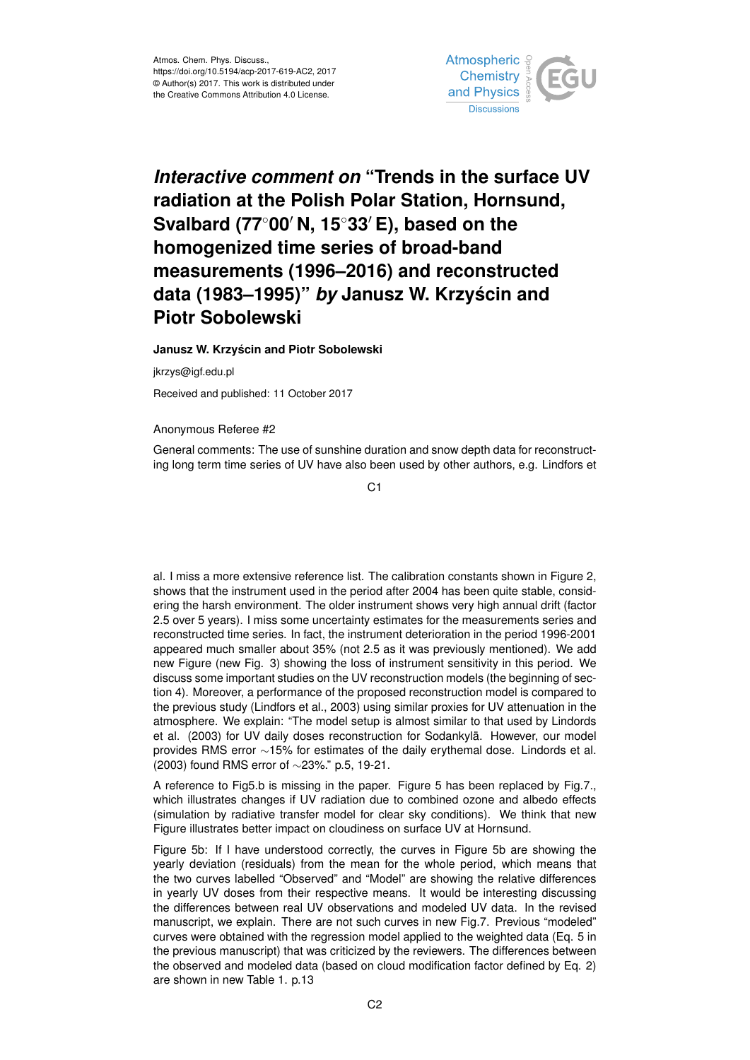Atmos. Chem. Phys. Discuss.,
https://doi.org/10.5194/acp-2017-619-AC2, 2017
© Author(s) 2017. This work is distributed under
the Creative Commons Attribution 4.0 License.

# *Interactive comment on* "Trends in the surface UV radiation at the Polish Polar Station, Hornsund, Svalbard (77°00′ N, 15°33′ E), based on the homogenized time series of broad-band measurements (1996–2016) and reconstructed data (1983–1995)" *by* Janusz W. Krzyścin and Piotr Sobolewski

**Janusz W. Krzyścin and Piotr Sobolewski**

jkrzys@igf.edu.pl

Received and published: 11 October 2017

Anonymous Referee #2

General comments: The use of sunshine duration and snow depth data for reconstructing long term time series of UV have also been used by other authors, e.g. Lindfors et al. I miss a more extensive reference list. The calibration constants shown in Figure 2, shows that the instrument used in the period after 2004 has been quite stable, considering the harsh environment. The older instrument shows very high annual drift (factor 2.5 over 5 years). I miss some uncertainty estimates for the measurements series and reconstructed time series. In fact, the instrument deterioration in the period 1996-2001 appeared much smaller about 35% (not 2.5 as it was previously mentioned). We add new Figure (new Fig. 3) showing the loss of instrument sensitivity in this period. We discuss some important studies on the UV reconstruction models (the beginning of section 4). Moreover, a performance of the proposed reconstruction model is compared to the previous study (Lindfors et al., 2003) using similar proxies for UV attenuation in the atmosphere. We explain: "The model setup is almost similar to that used by Lindords et al. (2003) for UV daily doses reconstruction for Sodankylä. However, our model provides RMS error ~15% for estimates of the daily erythemal dose. Lindords et al. (2003) found RMS error of ~23%." p.5, 19-21.

A reference to Fig5.b is missing in the paper. Figure 5 has been replaced by Fig.7., which illustrates changes if UV radiation due to combined ozone and albedo effects (simulation by radiative transfer model for clear sky conditions). We think that new Figure illustrates better impact on cloudiness on surface UV at Hornsund.

Figure 5b: If I have understood correctly, the curves in Figure 5b are showing the yearly deviation (residuals) from the mean for the whole period, which means that the two curves labelled "Observed" and "Model" are showing the relative differences in yearly UV doses from their respective means. It would be interesting discussing the differences between real UV observations and modeled UV data. In the revised manuscript, we explain. There are not such curves in new Fig.7. Previous "modeled" curves were obtained with the regression model applied to the weighted data (Eq. 5 in the previous manuscript) that was criticized by the reviewers. The differences between the observed and modeled data (based on cloud modification factor defined by Eq. 2) are shown in new Table 1. p.13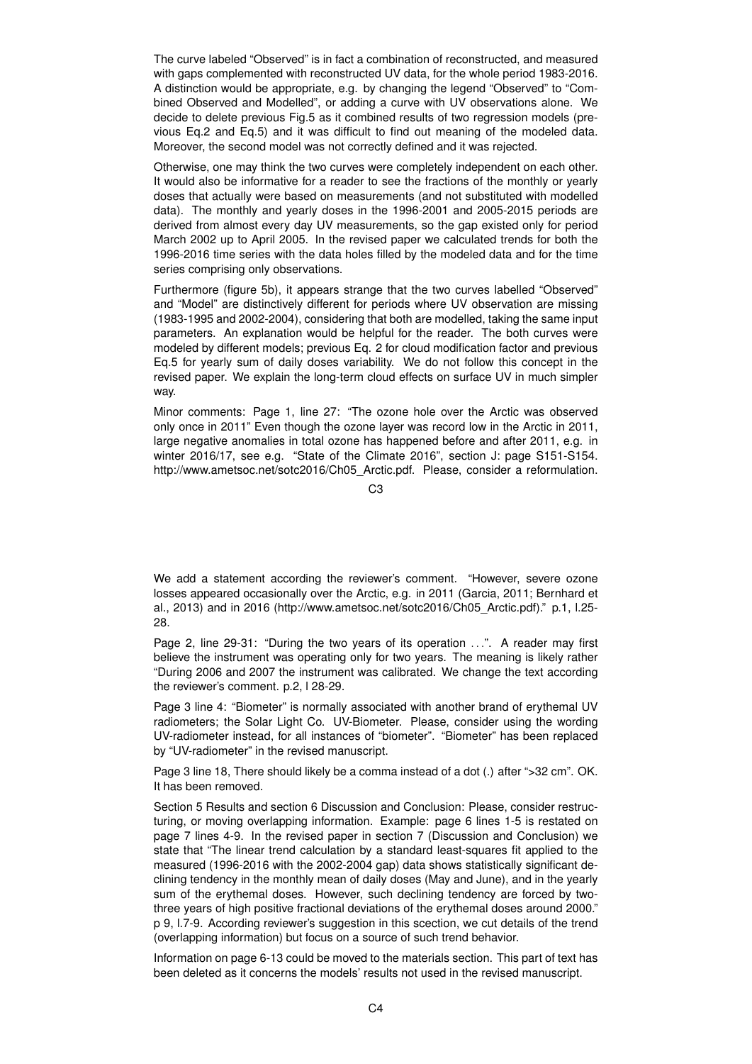The curve labeled "Observed" is in fact a combination of reconstructed, and measured with gaps complemented with reconstructed UV data, for the whole period 1983-2016. A distinction would be appropriate, e.g. by changing the legend "Observed" to "Combined Observed and Modelled", or adding a curve with UV observations alone. We decide to delete previous Fig.5 as it combined results of two regression models (previous Eq.2 and Eq.5) and it was difficult to find out meaning of the modeled data. Moreover, the second model was not correctly defined and it was rejected.

Otherwise, one may think the two curves were completely independent on each other. It would also be informative for a reader to see the fractions of the monthly or yearly doses that actually were based on measurements (and not substituted with modelled data). The monthly and yearly doses in the 1996-2001 and 2005-2015 periods are derived from almost every day UV measurements, so the gap existed only for period March 2002 up to April 2005. In the revised paper we calculated trends for both the 1996-2016 time series with the data holes filled by the modeled data and for the time series comprising only observations.

Furthermore (figure 5b), it appears strange that the two curves labelled "Observed" and "Model" are distinctively different for periods where UV observation are missing (1983-1995 and 2002-2004), considering that both are modelled, taking the same input parameters. An explanation would be helpful for the reader. The both curves were modeled by different models; previous Eq. 2 for cloud modification factor and previous Eq.5 for yearly sum of daily doses variability. We do not follow this concept in the revised paper. We explain the long-term cloud effects on surface UV in much simpler way.

Minor comments: Page 1, line 27: "The ozone hole over the Arctic was observed only once in 2011" Even though the ozone layer was record low in the Arctic in 2011, large negative anomalies in total ozone has happened before and after 2011, e.g. in winter 2016/17, see e.g. "State of the Climate 2016", section J: page S151-S154. http://www.ametsoc.net/sotc2016/Ch05_Arctic.pdf. Please, consider a reformulation.

We add a statement according the reviewer's comment. "However, severe ozone losses appeared occasionally over the Arctic, e.g. in 2011 (Garcia, 2011; Bernhard et al., 2013) and in 2016 (http://www.ametsoc.net/sotc2016/Ch05_Arctic.pdf)." p.1, l.25-28.

Page 2, line 29-31: "During the two years of its operation . . .". A reader may first believe the instrument was operating only for two years. The meaning is likely rather "During 2006 and 2007 the instrument was calibrated. We change the text according the reviewer's comment. p.2, l 28-29.

Page 3 line 4: "Biometer" is normally associated with another brand of erythemal UV radiometers; the Solar Light Co. UV-Biometer. Please, consider using the wording UV-radiometer instead, for all instances of "biometer". "Biometer" has been replaced by "UV-radiometer" in the revised manuscript.

Page 3 line 18, There should likely be a comma instead of a dot (.) after ">32 cm". OK. It has been removed.

Section 5 Results and section 6 Discussion and Conclusion: Please, consider restructuring, or moving overlapping information. Example: page 6 lines 1-5 is restated on page 7 lines 4-9. In the revised paper in section 7 (Discussion and Conclusion) we state that "The linear trend calculation by a standard least-squares fit applied to the measured (1996-2016 with the 2002-2004 gap) data shows statistically significant declining tendency in the monthly mean of daily doses (May and June), and in the yearly sum of the erythemal doses. However, such declining tendency are forced by two-three years of high positive fractional deviations of the erythemal doses around 2000." p 9, l.7-9. According reviewer's suggestion in this scection, we cut details of the trend (overlapping information) but focus on a source of such trend behavior.

Information on page 6-13 could be moved to the materials section. This part of text has been deleted as it concerns the models' results not used in the revised manuscript.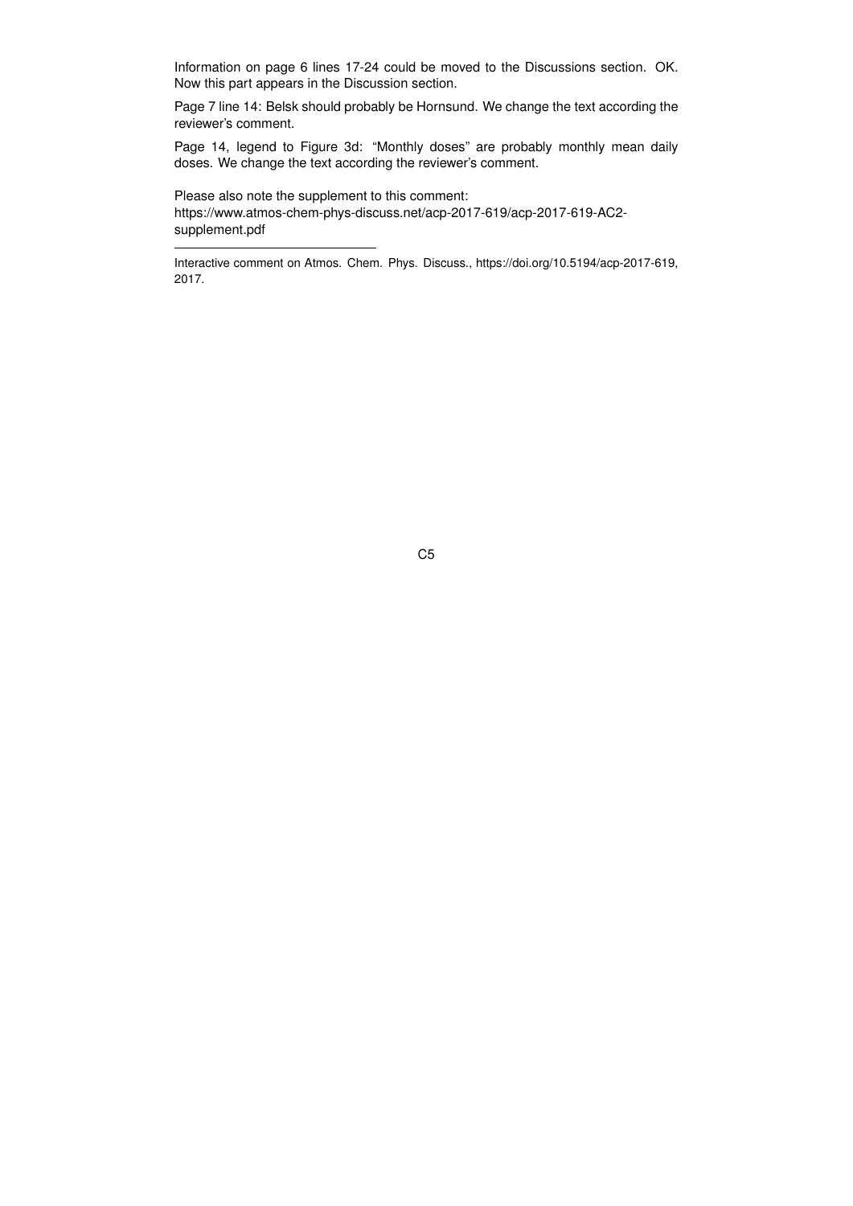Information on page 6 lines 17-24 could be moved to the Discussions section. OK. Now this part appears in the Discussion section.

Page 7 line 14: Belsk should probably be Hornsund. We change the text according the reviewer's comment.

Page 14, legend to Figure 3d: "Monthly doses" are probably monthly mean daily doses. We change the text according the reviewer's comment.

Please also note the supplement to this comment:
https://www.atmos-chem-phys-discuss.net/acp-2017-619/acp-2017-619-AC2-supplement.pdf

---

Interactive comment on Atmos. Chem. Phys. Discuss., https://doi.org/10.5194/acp-2017-619, 2017.